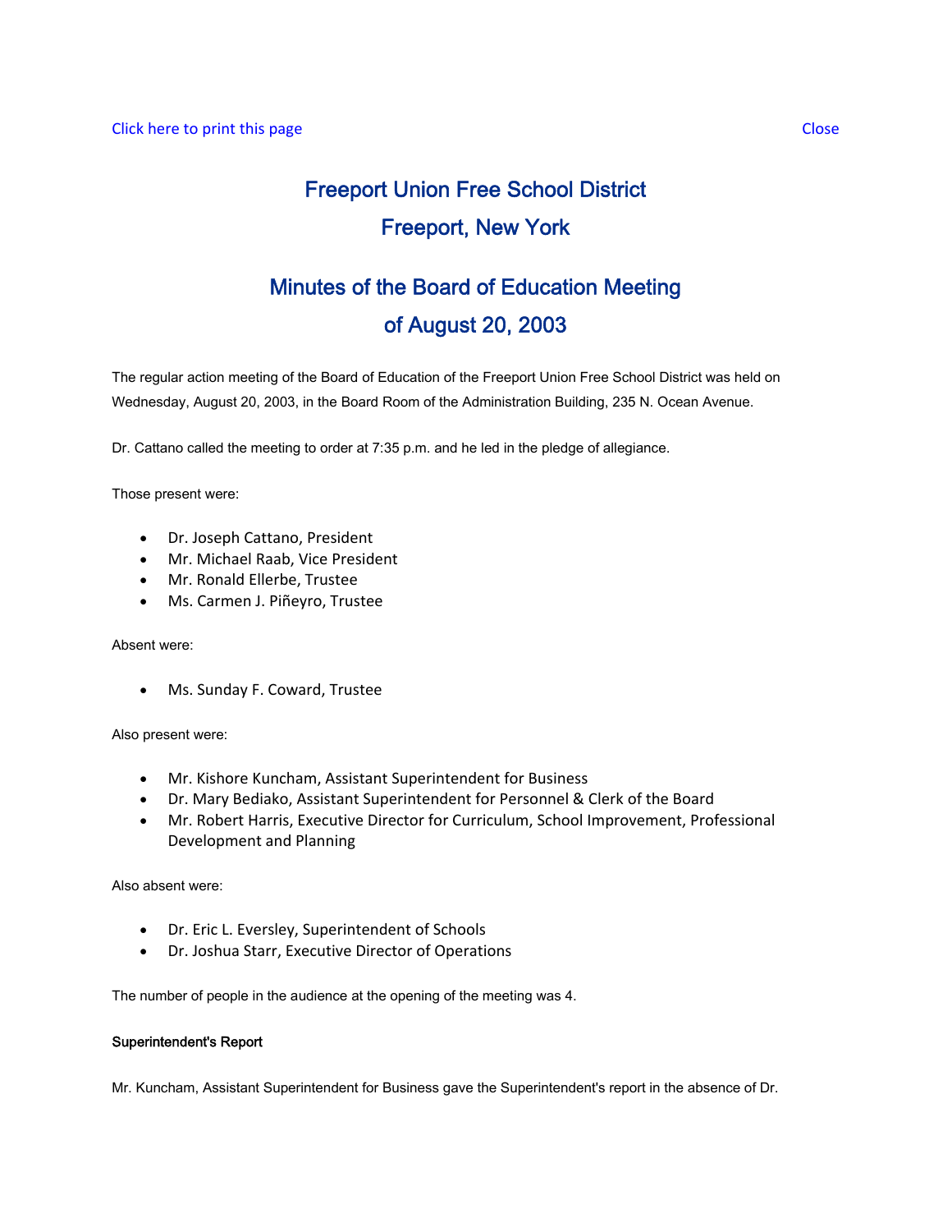# Freeport Union Free School District

## Freeport, New York

## Minutes of the Board of Education Meeting of August 20, 2003

The regular action meeting of the Board of Education of the Freeport Union Free School District was held on Wednesday, August 20, 2003, in the Board Room of the Administration Building, 235 N. Ocean Avenue.

Dr. Cattano called the meeting to order at 7:35 p.m. and he led in the pledge of allegiance.

Those present were:

- Dr. Joseph Cattano, President
- Mr. Michael Raab, Vice President
- Mr. Ronald Ellerbe, Trustee
- Ms. Carmen J. Piñeyro, Trustee

Absent were:

- Ms. Sunday F. Coward, Trustee

Also present were:

- Mr. Kishore Kuncham, Assistant Superintendent for Business
- Dr. Mary Bediako, Assistant Superintendent for Personnel & Clerk of the Board
- Mr. Robert Harris, Executive Director for Curriculum, School Improvement, Professional Development and Planning

Also absent were:

- Dr. Eric L. Eversley, Superintendent of Schools
- Dr. Joshua Starr, Executive Director of Operations

The number of people in the audience at the opening of the meeting was 4.

**Superintendent's Report**

Mr. Kuncham, Assistant Superintendent for Business gave the Superintendent's report in the absence of Dr.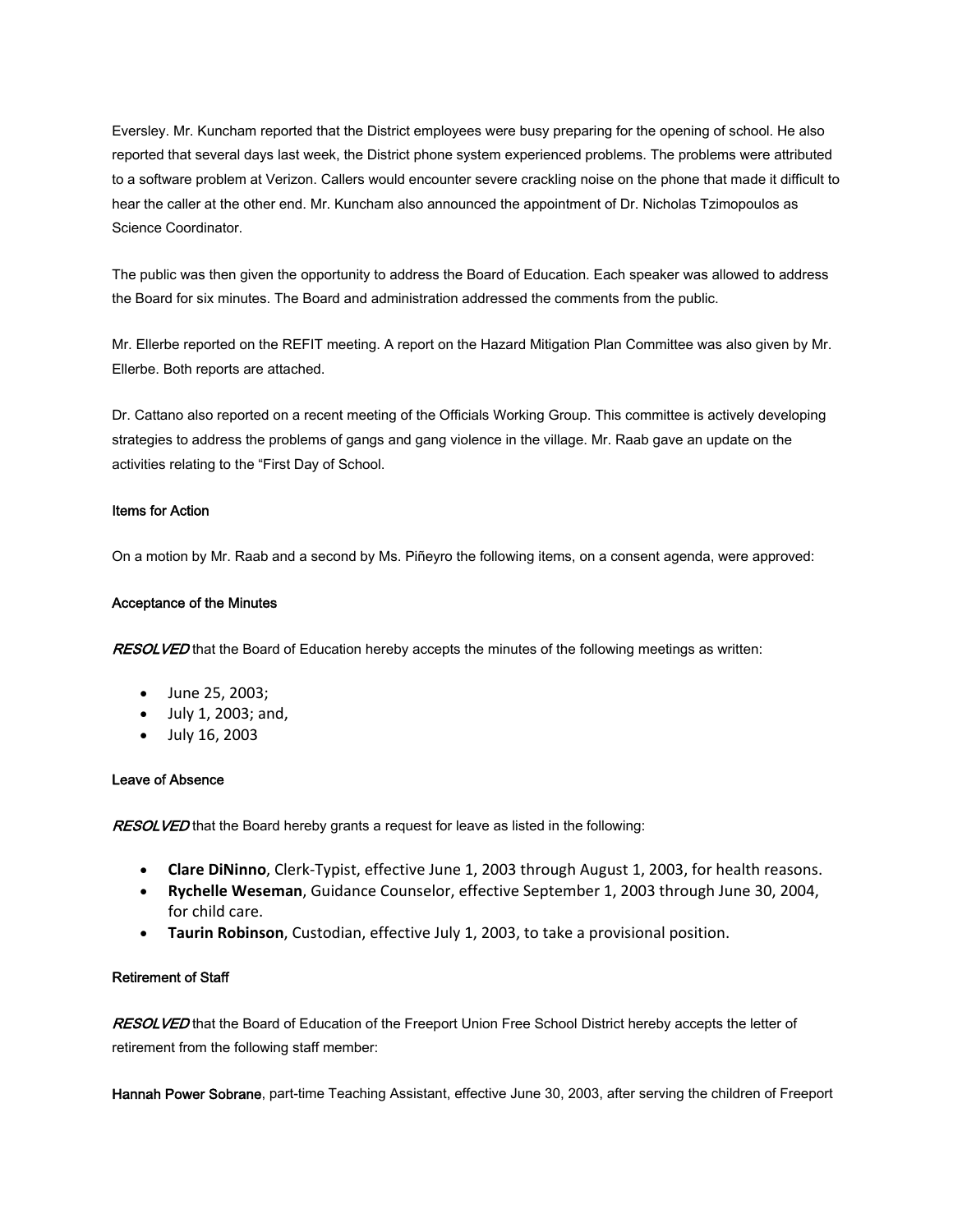Eversley. Mr. Kuncham reported that the District employees were busy preparing for the opening of school. He also reported that several days last week, the District phone system experienced problems. The problems were attributed to a software problem at Verizon. Callers would encounter severe crackling noise on the phone that made it difficult to hear the caller at the other end. Mr. Kuncham also announced the appointment of Dr. Nicholas Tzimopoulos as Science Coordinator.

The public was then given the opportunity to address the Board of Education. Each speaker was allowed to address the Board for six minutes. The Board and administration addressed the comments from the public.

Mr. Ellerbe reported on the REFIT meeting. A report on the Hazard Mitigation Plan Committee was also given by Mr. Ellerbe. Both reports are attached.

Dr. Cattano also reported on a recent meeting of the Officials Working Group. This committee is actively developing strategies to address the problems of gangs and gang violence in the village. Mr. Raab gave an update on the activities relating to the "First Day of School.

#### Items for Action

On a motion by Mr. Raab and a second by Ms. Piñeyro the following items, on a consent agenda, were approved:

#### Acceptance of the Minutes

***RESOLVED*** that the Board of Education hereby accepts the minutes of the following meetings as written:

- June 25, 2003;
- July 1, 2003; and,
- July 16, 2003

#### Leave of Absence

***RESOLVED*** that the Board hereby grants a request for leave as listed in the following:

- **Clare DiNinno**, Clerk-Typist, effective June 1, 2003 through August 1, 2003, for health reasons.
- **Rychelle Weseman**, Guidance Counselor, effective September 1, 2003 through June 30, 2004, for child care.
- **Taurin Robinson**, Custodian, effective July 1, 2003, to take a provisional position.

#### Retirement of Staff

***RESOLVED*** that the Board of Education of the Freeport Union Free School District hereby accepts the letter of retirement from the following staff member:

**Hannah Power Sobrane**, part-time Teaching Assistant, effective June 30, 2003, after serving the children of Freeport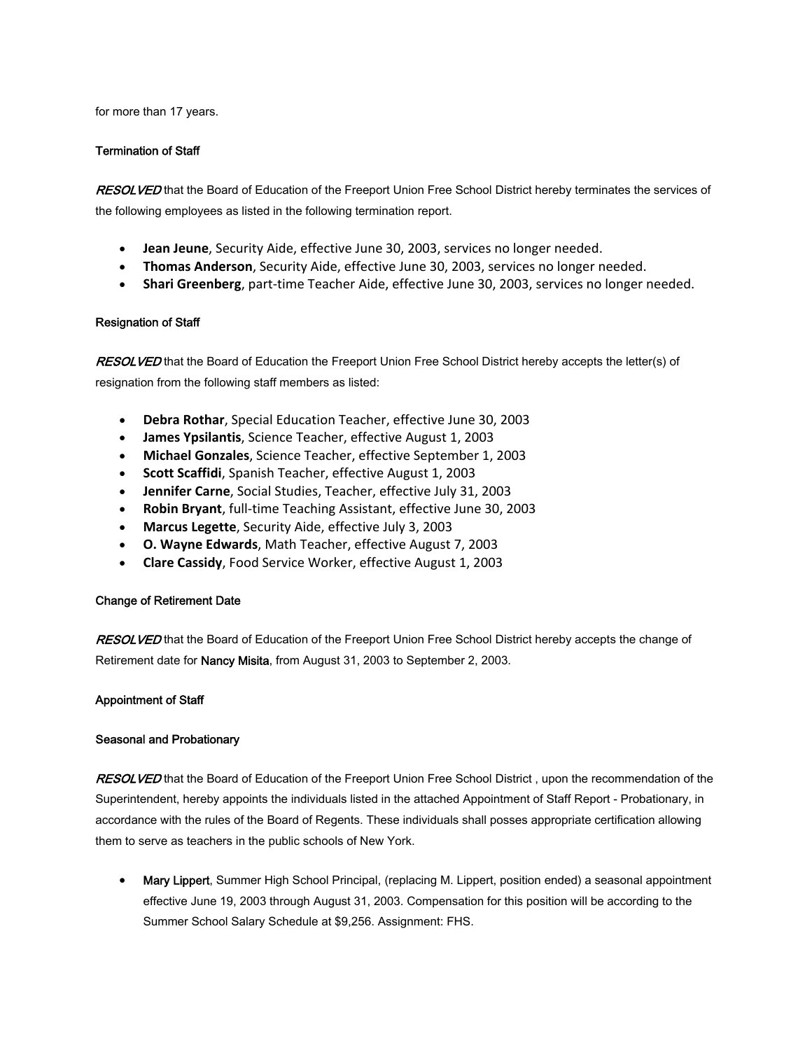for more than 17 years.

### Termination of Staff

*RESOLVED* that the Board of Education of the Freeport Union Free School District hereby terminates the services of the following employees as listed in the following termination report.

- **Jean Jeune**, Security Aide, effective June 30, 2003, services no longer needed.
- **Thomas Anderson**, Security Aide, effective June 30, 2003, services no longer needed.
- **Shari Greenberg**, part-time Teacher Aide, effective June 30, 2003, services no longer needed.

### Resignation of Staff

*RESOLVED* that the Board of Education the Freeport Union Free School District hereby accepts the letter(s) of resignation from the following staff members as listed:

- **Debra Rothar**, Special Education Teacher, effective June 30, 2003
- **James Ypsilantis**, Science Teacher, effective August 1, 2003
- **Michael Gonzales**, Science Teacher, effective September 1, 2003
- **Scott Scaffidi**, Spanish Teacher, effective August 1, 2003
- **Jennifer Carne**, Social Studies, Teacher, effective July 31, 2003
- **Robin Bryant**, full-time Teaching Assistant, effective June 30, 2003
- **Marcus Legette**, Security Aide, effective July 3, 2003
- **O. Wayne Edwards**, Math Teacher, effective August 7, 2003
- **Clare Cassidy**, Food Service Worker, effective August 1, 2003

### Change of Retirement Date

*RESOLVED* that the Board of Education of the Freeport Union Free School District hereby accepts the change of Retirement date for **Nancy Misita**, from August 31, 2003 to September 2, 2003.

### Appointment of Staff

#### Seasonal and Probationary

*RESOLVED* that the Board of Education of the Freeport Union Free School District , upon the recommendation of the Superintendent, hereby appoints the individuals listed in the attached Appointment of Staff Report - Probationary, in accordance with the rules of the Board of Regents. These individuals shall posses appropriate certification allowing them to serve as teachers in the public schools of New York.

- **Mary Lippert**, Summer High School Principal, (replacing M. Lippert, position ended) a seasonal appointment effective June 19, 2003 through August 31, 2003. Compensation for this position will be according to the Summer School Salary Schedule at $9,256. Assignment: FHS.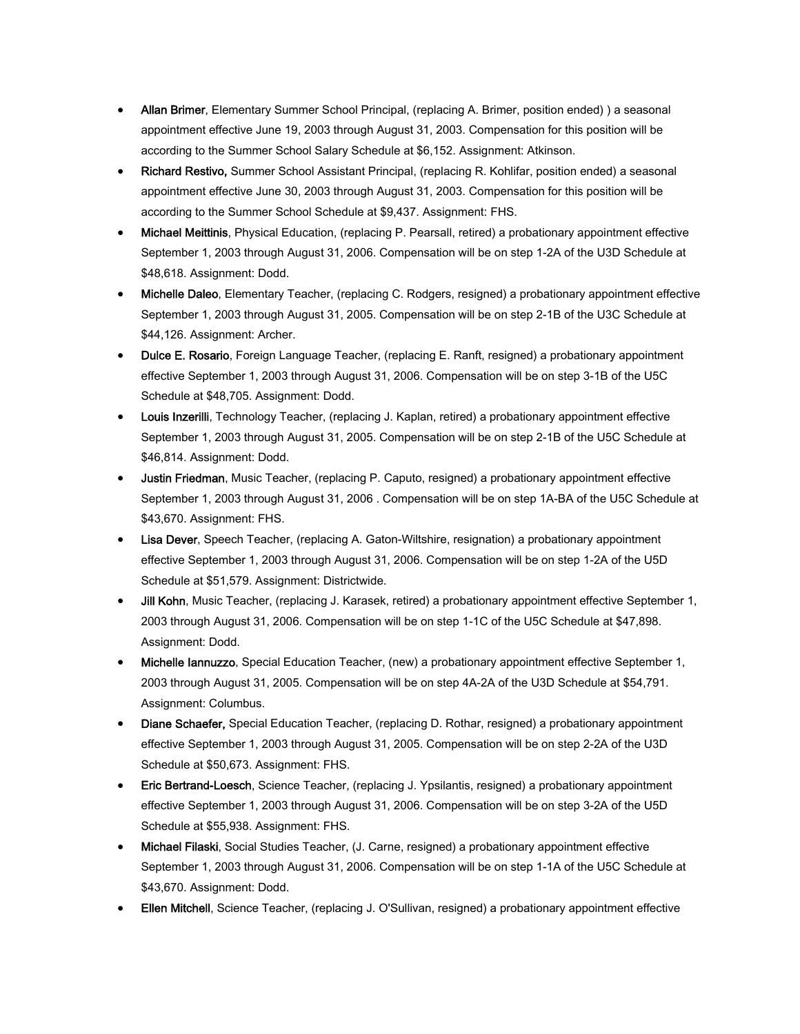- **Allan Brimer**, Elementary Summer School Principal, (replacing A. Brimer, position ended) ) a seasonal appointment effective June 19, 2003 through August 31, 2003. Compensation for this position will be according to the Summer School Salary Schedule at $6,152. Assignment: Atkinson.
- **Richard Restivo,** Summer School Assistant Principal, (replacing R. Kohlifar, position ended) a seasonal appointment effective June 30, 2003 through August 31, 2003. Compensation for this position will be according to the Summer School Schedule at $9,437. Assignment: FHS.
- **Michael Meittinis**, Physical Education, (replacing P. Pearsall, retired) a probationary appointment effective September 1, 2003 through August 31, 2006. Compensation will be on step 1-2A of the U3D Schedule at $48,618. Assignment: Dodd.
- **Michelle Daleo**, Elementary Teacher, (replacing C. Rodgers, resigned) a probationary appointment effective September 1, 2003 through August 31, 2005. Compensation will be on step 2-1B of the U3C Schedule at $44,126. Assignment: Archer.
- **Dulce E. Rosario**, Foreign Language Teacher, (replacing E. Ranft, resigned) a probationary appointment effective September 1, 2003 through August 31, 2006. Compensation will be on step 3-1B of the U5C Schedule at $48,705. Assignment: Dodd.
- **Louis Inzerilli**, Technology Teacher, (replacing J. Kaplan, retired) a probationary appointment effective September 1, 2003 through August 31, 2005. Compensation will be on step 2-1B of the U5C Schedule at $46,814. Assignment: Dodd.
- **Justin Friedman**, Music Teacher, (replacing P. Caputo, resigned) a probationary appointment effective September 1, 2003 through August 31, 2006 . Compensation will be on step 1A-BA of the U5C Schedule at $43,670. Assignment: FHS.
- **Lisa Dever**, Speech Teacher, (replacing A. Gaton-Wiltshire, resignation) a probationary appointment effective September 1, 2003 through August 31, 2006. Compensation will be on step 1-2A of the U5D Schedule at $51,579. Assignment: Districtwide.
- **Jill Kohn**, Music Teacher, (replacing J. Karasek, retired) a probationary appointment effective September 1, 2003 through August 31, 2006. Compensation will be on step 1-1C of the U5C Schedule at $47,898. Assignment: Dodd.
- **Michelle Iannuzzo**, Special Education Teacher, (new) a probationary appointment effective September 1, 2003 through August 31, 2005. Compensation will be on step 4A-2A of the U3D Schedule at $54,791. Assignment: Columbus.
- **Diane Schaefer,** Special Education Teacher, (replacing D. Rothar, resigned) a probationary appointment effective September 1, 2003 through August 31, 2005. Compensation will be on step 2-2A of the U3D Schedule at $50,673. Assignment: FHS.
- **Eric Bertrand-Loesch**, Science Teacher, (replacing J. Ypsilantis, resigned) a probationary appointment effective September 1, 2003 through August 31, 2006. Compensation will be on step 3-2A of the U5D Schedule at $55,938. Assignment: FHS.
- **Michael Filaski**, Social Studies Teacher, (J. Carne, resigned) a probationary appointment effective September 1, 2003 through August 31, 2006. Compensation will be on step 1-1A of the U5C Schedule at $43,670. Assignment: Dodd.
- **Ellen Mitchell**, Science Teacher, (replacing J. O'Sullivan, resigned) a probationary appointment effective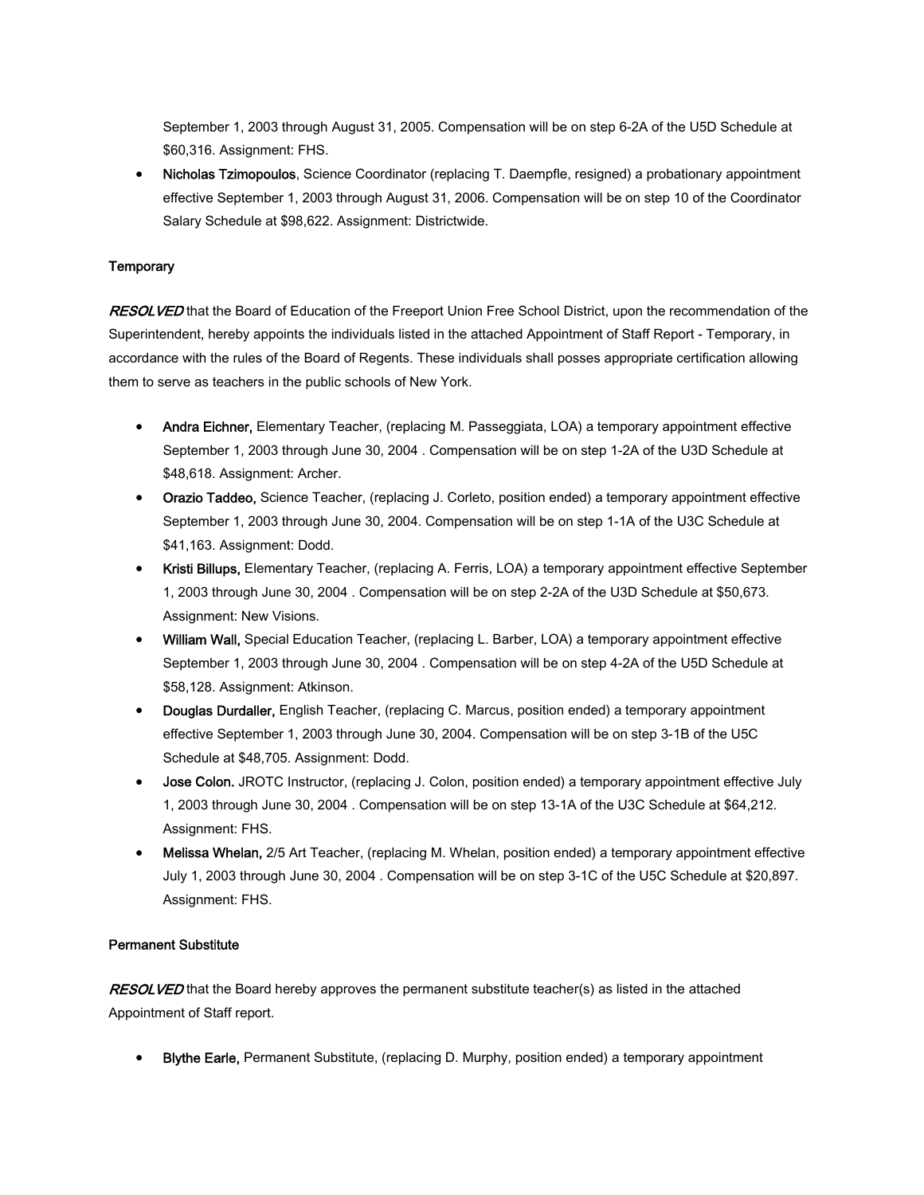September 1, 2003 through August 31, 2005. Compensation will be on step 6-2A of the U5D Schedule at $60,316. Assignment: FHS.

- **Nicholas Tzimopoulos**, Science Coordinator (replacing T. Daempfle, resigned) a probationary appointment effective September 1, 2003 through August 31, 2006. Compensation will be on step 10 of the Coordinator Salary Schedule at $98,622. Assignment: Districtwide.

**Temporary**

***RESOLVED*** that the Board of Education of the Freeport Union Free School District, upon the recommendation of the Superintendent, hereby appoints the individuals listed in the attached Appointment of Staff Report - Temporary, in accordance with the rules of the Board of Regents. These individuals shall posses appropriate certification allowing them to serve as teachers in the public schools of New York.

- **Andra Eichner,** Elementary Teacher, (replacing M. Passeggiata, LOA) a temporary appointment effective September 1, 2003 through June 30, 2004 . Compensation will be on step 1-2A of the U3D Schedule at $48,618. Assignment: Archer.
- **Orazio Taddeo,** Science Teacher, (replacing J. Corleto, position ended) a temporary appointment effective September 1, 2003 through June 30, 2004. Compensation will be on step 1-1A of the U3C Schedule at $41,163. Assignment: Dodd.
- **Kristi Billups,** Elementary Teacher, (replacing A. Ferris, LOA) a temporary appointment effective September 1, 2003 through June 30, 2004 . Compensation will be on step 2-2A of the U3D Schedule at $50,673. Assignment: New Visions.
- **William Wall,** Special Education Teacher, (replacing L. Barber, LOA) a temporary appointment effective September 1, 2003 through June 30, 2004 . Compensation will be on step 4-2A of the U5D Schedule at $58,128. Assignment: Atkinson.
- **Douglas Durdaller,** English Teacher, (replacing C. Marcus, position ended) a temporary appointment effective September 1, 2003 through June 30, 2004. Compensation will be on step 3-1B of the U5C Schedule at $48,705. Assignment: Dodd.
- **Jose Colon.** JROTC Instructor, (replacing J. Colon, position ended) a temporary appointment effective July 1, 2003 through June 30, 2004 . Compensation will be on step 13-1A of the U3C Schedule at $64,212. Assignment: FHS.
- **Melissa Whelan,** 2/5 Art Teacher, (replacing M. Whelan, position ended) a temporary appointment effective July 1, 2003 through June 30, 2004 . Compensation will be on step 3-1C of the U5C Schedule at $20,897. Assignment: FHS.

**Permanent Substitute**

***RESOLVED*** that the Board hereby approves the permanent substitute teacher(s) as listed in the attached Appointment of Staff report.

- **Blythe Earle,** Permanent Substitute, (replacing D. Murphy, position ended) a temporary appointment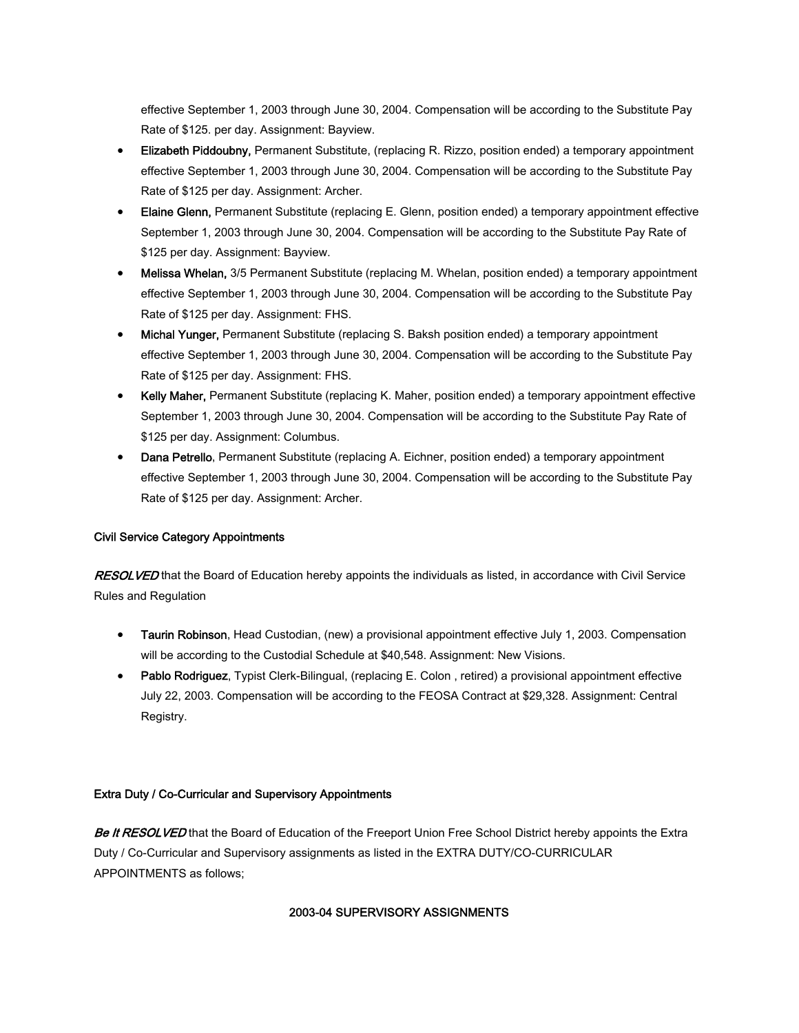effective September 1, 2003 through June 30, 2004. Compensation will be according to the Substitute Pay Rate of $125. per day. Assignment: Bayview.

- **Elizabeth Piddoubny,** Permanent Substitute, (replacing R. Rizzo, position ended) a temporary appointment effective September 1, 2003 through June 30, 2004. Compensation will be according to the Substitute Pay Rate of $125 per day. Assignment: Archer.
- **Elaine Glenn,** Permanent Substitute (replacing E. Glenn, position ended) a temporary appointment effective September 1, 2003 through June 30, 2004. Compensation will be according to the Substitute Pay Rate of $125 per day. Assignment: Bayview.
- **Melissa Whelan,** 3/5 Permanent Substitute (replacing M. Whelan, position ended) a temporary appointment effective September 1, 2003 through June 30, 2004. Compensation will be according to the Substitute Pay Rate of $125 per day. Assignment: FHS.
- **Michal Yunger,** Permanent Substitute (replacing S. Baksh position ended) a temporary appointment effective September 1, 2003 through June 30, 2004. Compensation will be according to the Substitute Pay Rate of $125 per day. Assignment: FHS.
- **Kelly Maher,** Permanent Substitute (replacing K. Maher, position ended) a temporary appointment effective September 1, 2003 through June 30, 2004. Compensation will be according to the Substitute Pay Rate of $125 per day. Assignment: Columbus.
- **Dana Petrello**, Permanent Substitute (replacing A. Eichner, position ended) a temporary appointment effective September 1, 2003 through June 30, 2004. Compensation will be according to the Substitute Pay Rate of $125 per day. Assignment: Archer.

Civil Service Category Appointments

***RESOLVED*** that the Board of Education hereby appoints the individuals as listed, in accordance with Civil Service Rules and Regulation

- **Taurin Robinson**, Head Custodian, (new) a provisional appointment effective July 1, 2003. Compensation will be according to the Custodial Schedule at $40,548. Assignment: New Visions.
- **Pablo Rodriguez**, Typist Clerk-Bilingual, (replacing E. Colon , retired) a provisional appointment effective July 22, 2003. Compensation will be according to the FEOSA Contract at $29,328. Assignment: Central Registry.

Extra Duty / Co-Curricular and Supervisory Appointments

***Be It RESOLVED*** that the Board of Education of the Freeport Union Free School District hereby appoints the Extra Duty / Co-Curricular and Supervisory assignments as listed in the EXTRA DUTY/CO-CURRICULAR APPOINTMENTS as follows;

2003-04 SUPERVISORY ASSIGNMENTS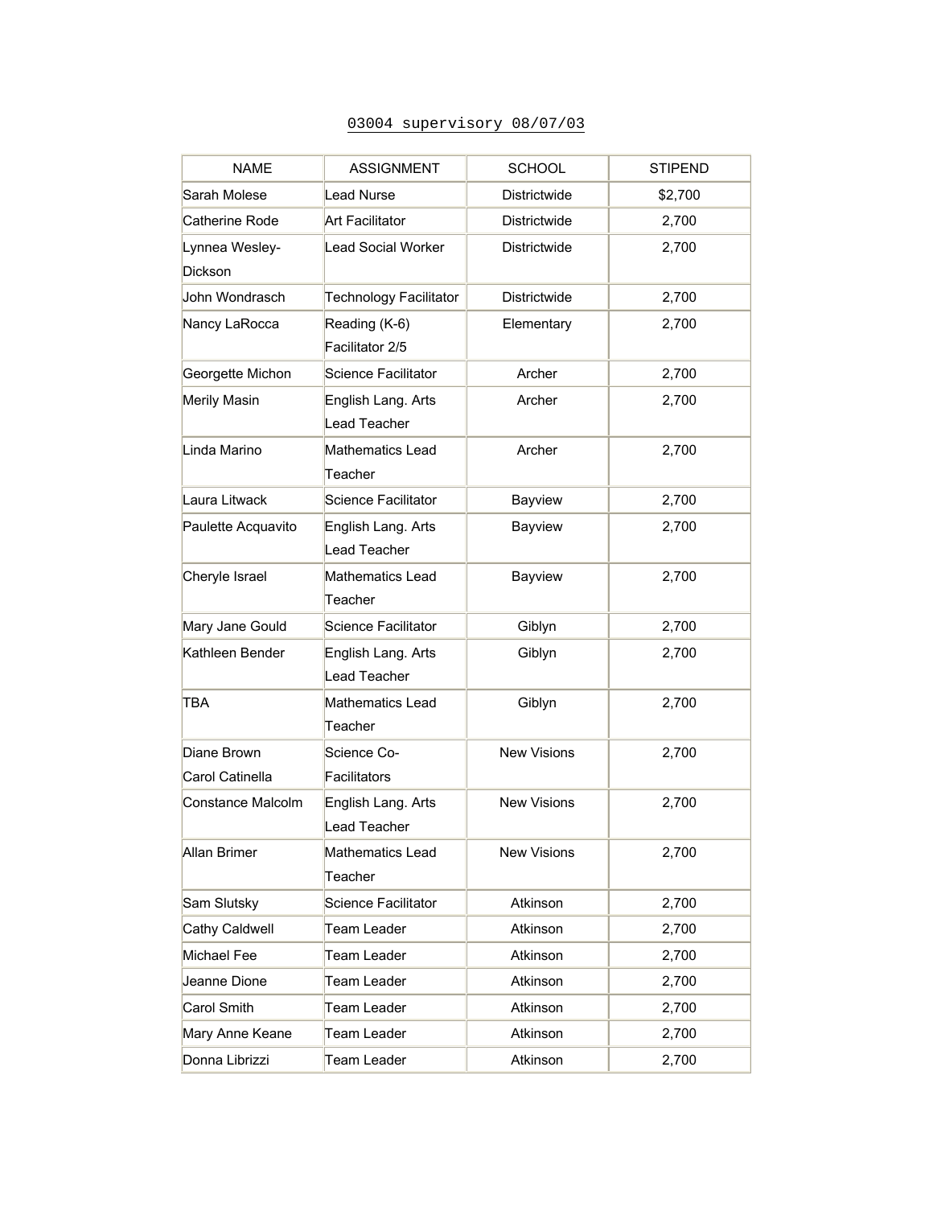03004 supervisory 08/07/03

| NAME | ASSIGNMENT | SCHOOL | STIPEND |
|---|---|---|---|
| Sarah Molese | Lead Nurse | Districtwide | $2,700 |
| Catherine Rode | Art Facilitator | Districtwide | 2,700 |
| Lynnea Wesley-Dickson | Lead Social Worker | Districtwide | 2,700 |
| John Wondrasch | Technology Facilitator | Districtwide | 2,700 |
| Nancy LaRocca | Reading (K-6) Facilitator 2/5 | Elementary | 2,700 |
| Georgette Michon | Science Facilitator | Archer | 2,700 |
| Merily Masin | English Lang. Arts Lead Teacher | Archer | 2,700 |
| Linda Marino | Mathematics Lead Teacher | Archer | 2,700 |
| Laura Litwack | Science Facilitator | Bayview | 2,700 |
| Paulette Acquavito | English Lang. Arts Lead Teacher | Bayview | 2,700 |
| Cheryle Israel | Mathematics Lead Teacher | Bayview | 2,700 |
| Mary Jane Gould | Science Facilitator | Giblyn | 2,700 |
| Kathleen Bender | English Lang. Arts Lead Teacher | Giblyn | 2,700 |
| TBA | Mathematics Lead Teacher | Giblyn | 2,700 |
| Diane Brown Carol Catinella | Science Co-Facilitators | New Visions | 2,700 |
| Constance Malcolm | English Lang. Arts Lead Teacher | New Visions | 2,700 |
| Allan Brimer | Mathematics Lead Teacher | New Visions | 2,700 |
| Sam Slutsky | Science Facilitator | Atkinson | 2,700 |
| Cathy Caldwell | Team Leader | Atkinson | 2,700 |
| Michael Fee | Team Leader | Atkinson | 2,700 |
| Jeanne Dione | Team Leader | Atkinson | 2,700 |
| Carol Smith | Team Leader | Atkinson | 2,700 |
| Mary Anne Keane | Team Leader | Atkinson | 2,700 |
| Donna Librizzi | Team Leader | Atkinson | 2,700 |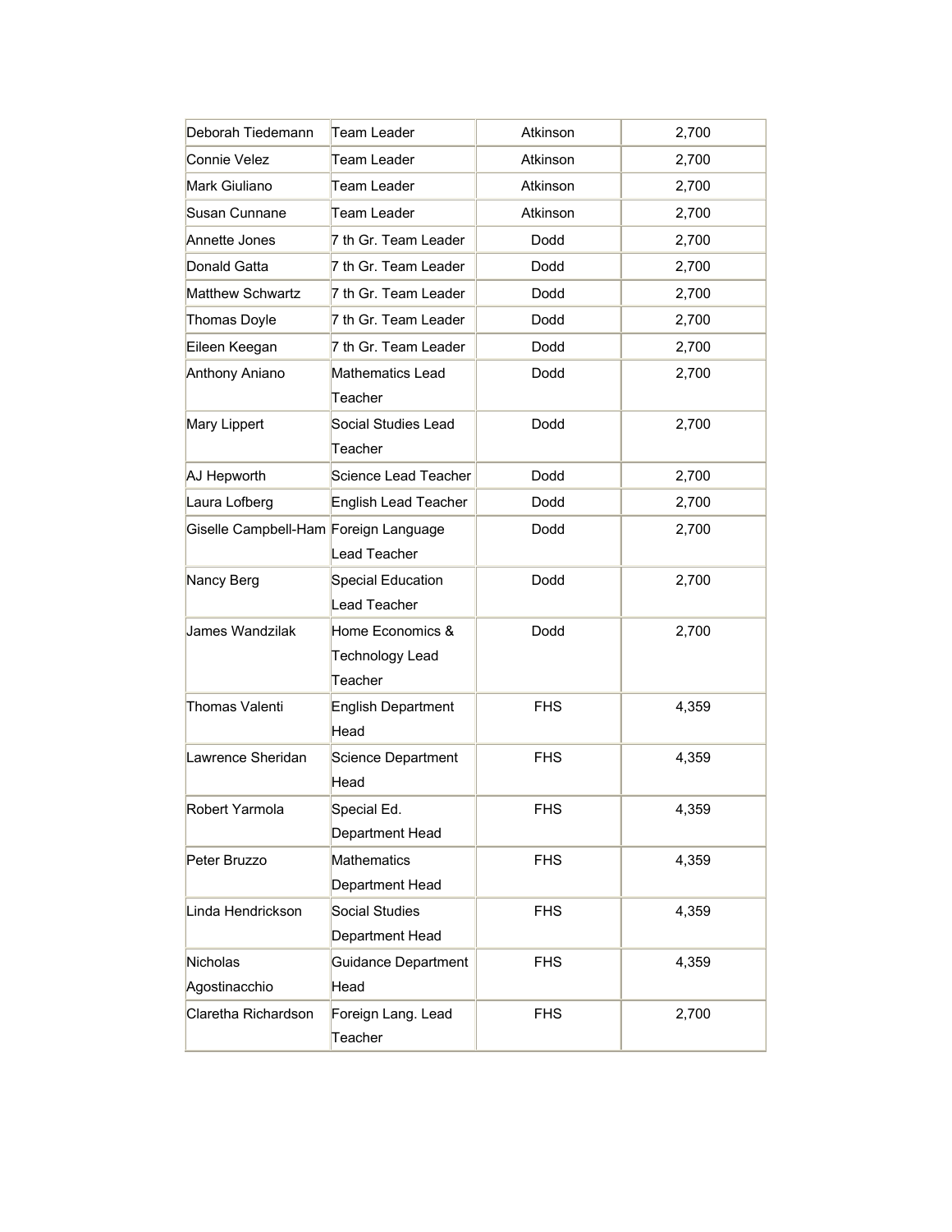| Deborah Tiedemann | Team Leader | Atkinson | 2,700 |
|---|---|---|---|
| Connie Velez | Team Leader | Atkinson | 2,700 |
| Mark Giuliano | Team Leader | Atkinson | 2,700 |
| Susan Cunnane | Team Leader | Atkinson | 2,700 |
| Annette Jones | 7 th Gr. Team Leader | Dodd | 2,700 |
| Donald Gatta | 7 th Gr. Team Leader | Dodd | 2,700 |
| Matthew Schwartz | 7 th Gr. Team Leader | Dodd | 2,700 |
| Thomas Doyle | 7 th Gr. Team Leader | Dodd | 2,700 |
| Eileen Keegan | 7 th Gr. Team Leader | Dodd | 2,700 |
| Anthony Aniano | Mathematics Lead Teacher | Dodd | 2,700 |
| Mary Lippert | Social Studies Lead Teacher | Dodd | 2,700 |
| AJ Hepworth | Science Lead Teacher | Dodd | 2,700 |
| Laura Lofberg | English Lead Teacher | Dodd | 2,700 |
| Giselle Campbell-Ham | Foreign Language Lead Teacher | Dodd | 2,700 |
| Nancy Berg | Special Education Lead Teacher | Dodd | 2,700 |
| James Wandzilak | Home Economics & Technology Lead Teacher | Dodd | 2,700 |
| Thomas Valenti | English Department Head | FHS | 4,359 |
| Lawrence Sheridan | Science Department Head | FHS | 4,359 |
| Robert Yarmola | Special Ed. Department Head | FHS | 4,359 |
| Peter Bruzzo | Mathematics Department Head | FHS | 4,359 |
| Linda Hendrickson | Social Studies Department Head | FHS | 4,359 |
| Nicholas Agostinacchio | Guidance Department Head | FHS | 4,359 |
| Claretha Richardson | Foreign Lang. Lead Teacher | FHS | 2,700 |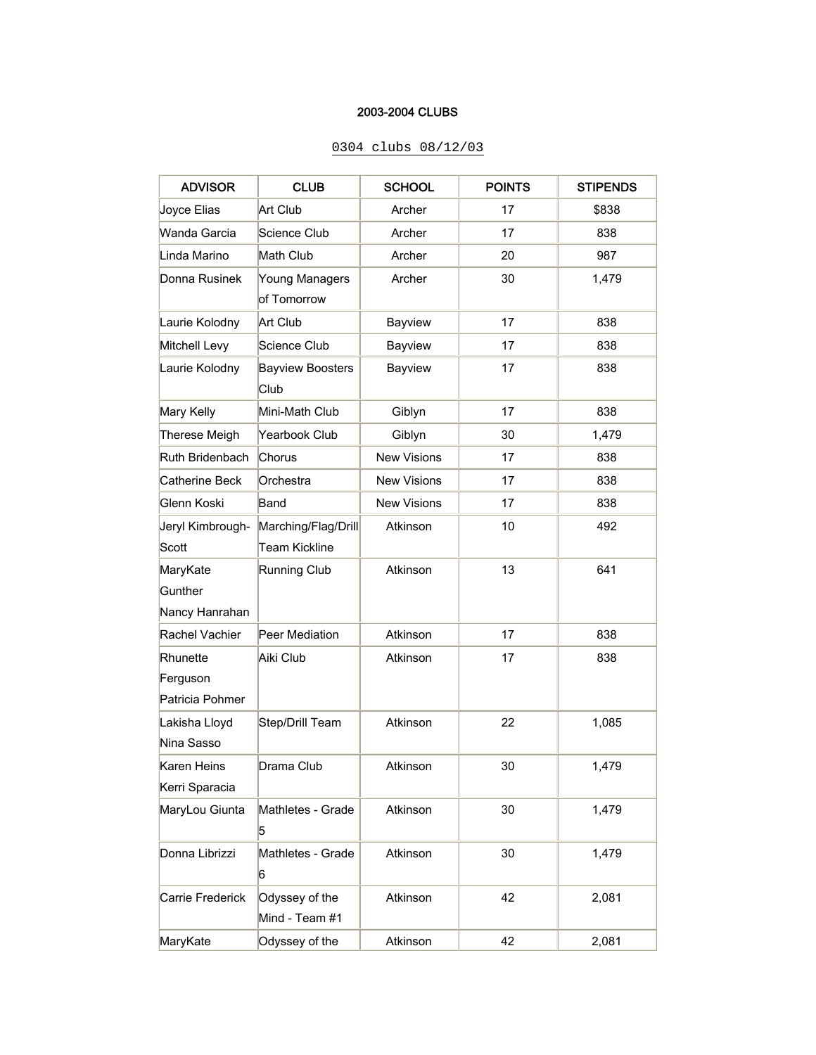**2003-2004 CLUBS**

0304 clubs 08/12/03

| ADVISOR | CLUB | SCHOOL | POINTS | STIPENDS |
|---|---|---|---|---|
| Joyce Elias | Art Club | Archer | 17 | $838 |
| Wanda Garcia | Science Club | Archer | 17 | 838 |
| Linda Marino | Math Club | Archer | 20 | 987 |
| Donna Rusinek | Young Managers of Tomorrow | Archer | 30 | 1,479 |
| Laurie Kolodny | Art Club | Bayview | 17 | 838 |
| Mitchell Levy | Science Club | Bayview | 17 | 838 |
| Laurie Kolodny | Bayview Boosters Club | Bayview | 17 | 838 |
| Mary Kelly | Mini-Math Club | Giblyn | 17 | 838 |
| Therese Meigh | Yearbook Club | Giblyn | 30 | 1,479 |
| Ruth Bridenbach | Chorus | New Visions | 17 | 838 |
| Catherine Beck | Orchestra | New Visions | 17 | 838 |
| Glenn Koski | Band | New Visions | 17 | 838 |
| Jeryl Kimbrough-Scott | Marching/Flag/Drill Team Kickline | Atkinson | 10 | 492 |
| MaryKate Gunther<br>Nancy Hanrahan | Running Club | Atkinson | 13 | 641 |
| Rachel Vachier | Peer Mediation | Atkinson | 17 | 838 |
| Rhunette Ferguson<br>Patricia Pohmer | Aiki Club | Atkinson | 17 | 838 |
| Lakisha Lloyd<br>Nina Sasso | Step/Drill Team | Atkinson | 22 | 1,085 |
| Karen Heins<br>Kerri Sparacia | Drama Club | Atkinson | 30 | 1,479 |
| MaryLou Giunta | Mathletes - Grade 5 | Atkinson | 30 | 1,479 |
| Donna Librizzi | Mathletes - Grade 6 | Atkinson | 30 | 1,479 |
| Carrie Frederick | Odyssey of the Mind - Team #1 | Atkinson | 42 | 2,081 |
| MaryKate | Odyssey of the | Atkinson | 42 | 2,081 |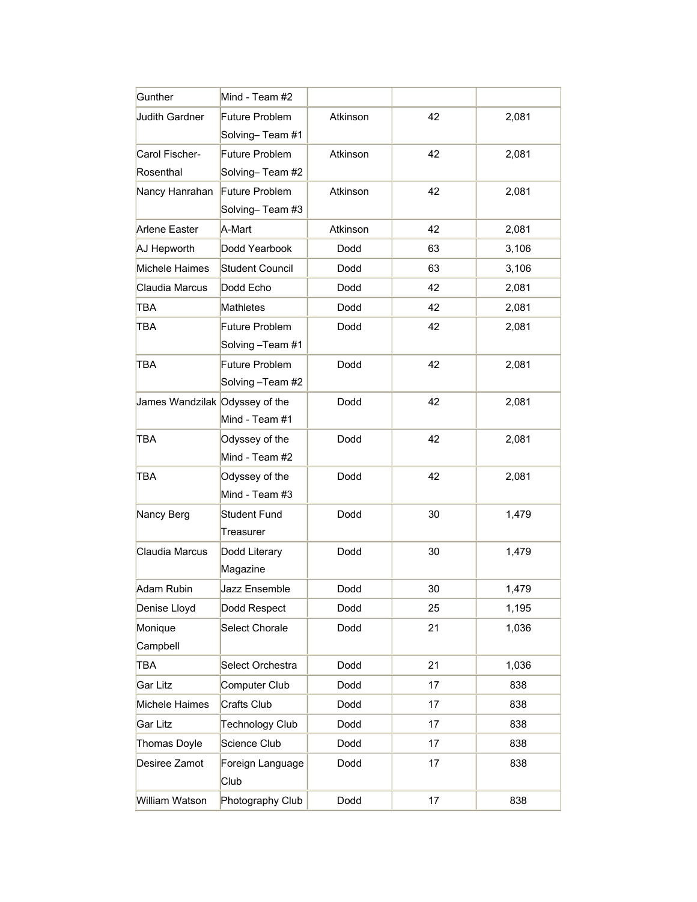| | | | | |
|---|---|---|---|---|
| Gunther | Mind - Team #2 | | | |
| Judith Gardner | Future Problem Solving– Team #1 | Atkinson | 42 | 2,081 |
| Carol Fischer-Rosenthal | Future Problem Solving– Team #2 | Atkinson | 42 | 2,081 |
| Nancy Hanrahan | Future Problem Solving– Team #3 | Atkinson | 42 | 2,081 |
| Arlene Easter | A-Mart | Atkinson | 42 | 2,081 |
| AJ Hepworth | Dodd Yearbook | Dodd | 63 | 3,106 |
| Michele Haimes | Student Council | Dodd | 63 | 3,106 |
| Claudia Marcus | Dodd Echo | Dodd | 42 | 2,081 |
| TBA | Mathletes | Dodd | 42 | 2,081 |
| TBA | Future Problem Solving –Team #1 | Dodd | 42 | 2,081 |
| TBA | Future Problem Solving –Team #2 | Dodd | 42 | 2,081 |
| James Wandzilak | Odyssey of the Mind - Team #1 | Dodd | 42 | 2,081 |
| TBA | Odyssey of the Mind - Team #2 | Dodd | 42 | 2,081 |
| TBA | Odyssey of the Mind - Team #3 | Dodd | 42 | 2,081 |
| Nancy Berg | Student Fund Treasurer | Dodd | 30 | 1,479 |
| Claudia Marcus | Dodd Literary Magazine | Dodd | 30 | 1,479 |
| Adam Rubin | Jazz Ensemble | Dodd | 30 | 1,479 |
| Denise Lloyd | Dodd Respect | Dodd | 25 | 1,195 |
| Monique Campbell | Select Chorale | Dodd | 21 | 1,036 |
| TBA | Select Orchestra | Dodd | 21 | 1,036 |
| Gar Litz | Computer Club | Dodd | 17 | 838 |
| Michele Haimes | Crafts Club | Dodd | 17 | 838 |
| Gar Litz | Technology Club | Dodd | 17 | 838 |
| Thomas Doyle | Science Club | Dodd | 17 | 838 |
| Desiree Zamot | Foreign Language Club | Dodd | 17 | 838 |
| William Watson | Photography Club | Dodd | 17 | 838 |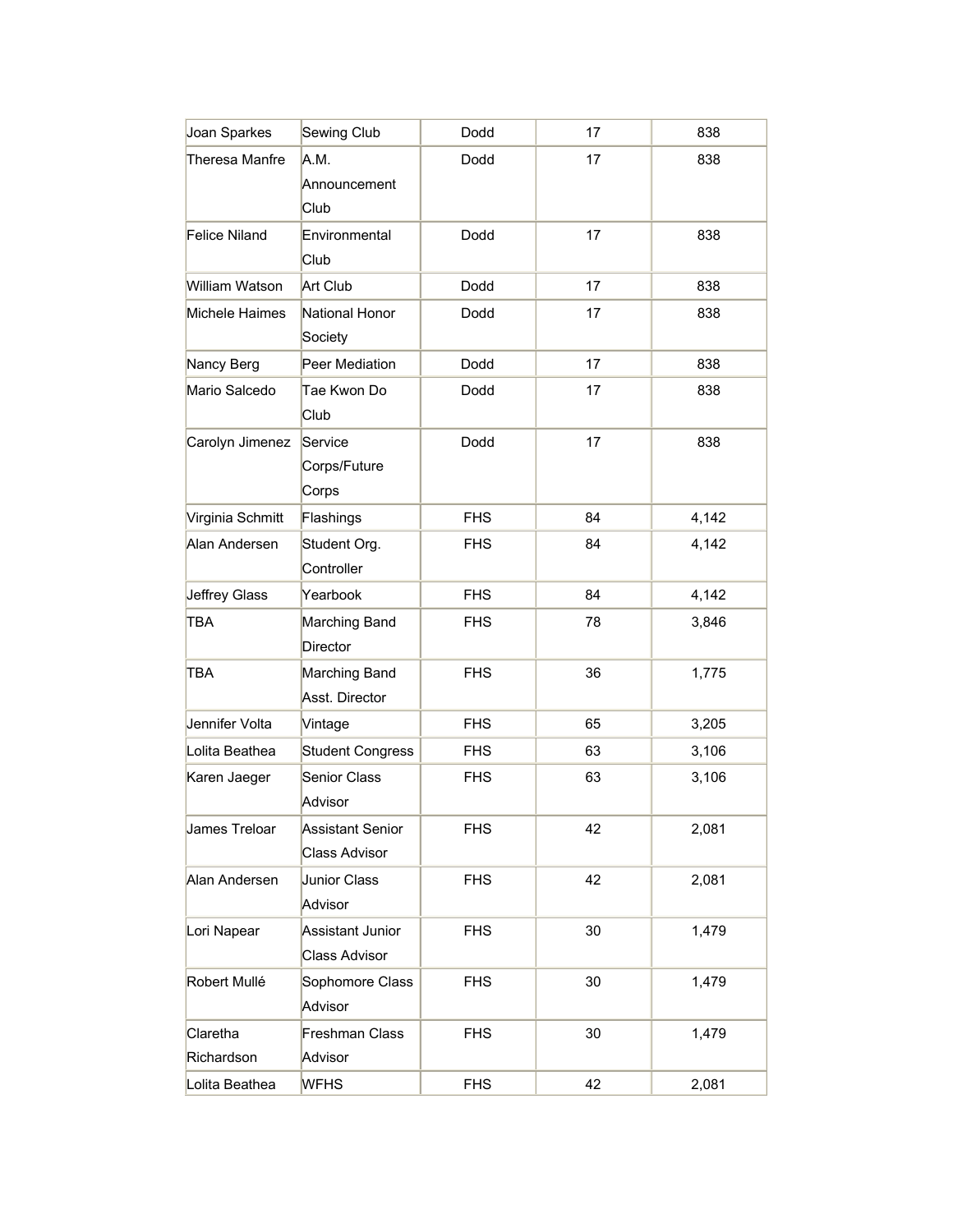| | | | | |
|---|---|---|---|---|
| Joan Sparkes | Sewing Club | Dodd | 17 | 838 |
| Theresa Manfre | A.M. Announcement Club | Dodd | 17 | 838 |
| Felice Niland | Environmental Club | Dodd | 17 | 838 |
| William Watson | Art Club | Dodd | 17 | 838 |
| Michele Haimes | National Honor Society | Dodd | 17 | 838 |
| Nancy Berg | Peer Mediation | Dodd | 17 | 838 |
| Mario Salcedo | Tae Kwon Do Club | Dodd | 17 | 838 |
| Carolyn Jimenez | Service Corps/Future Corps | Dodd | 17 | 838 |
| Virginia Schmitt | Flashings | FHS | 84 | 4,142 |
| Alan Andersen | Student Org. Controller | FHS | 84 | 4,142 |
| Jeffrey Glass | Yearbook | FHS | 84 | 4,142 |
| TBA | Marching Band Director | FHS | 78 | 3,846 |
| TBA | Marching Band Asst. Director | FHS | 36 | 1,775 |
| Jennifer Volta | Vintage | FHS | 65 | 3,205 |
| Lolita Beathea | Student Congress | FHS | 63 | 3,106 |
| Karen Jaeger | Senior Class Advisor | FHS | 63 | 3,106 |
| James Treloar | Assistant Senior Class Advisor | FHS | 42 | 2,081 |
| Alan Andersen | Junior Class Advisor | FHS | 42 | 2,081 |
| Lori Napear | Assistant Junior Class Advisor | FHS | 30 | 1,479 |
| Robert Mullé | Sophomore Class Advisor | FHS | 30 | 1,479 |
| Claretha Richardson | Freshman Class Advisor | FHS | 30 | 1,479 |
| Lolita Beathea | WFHS | FHS | 42 | 2,081 |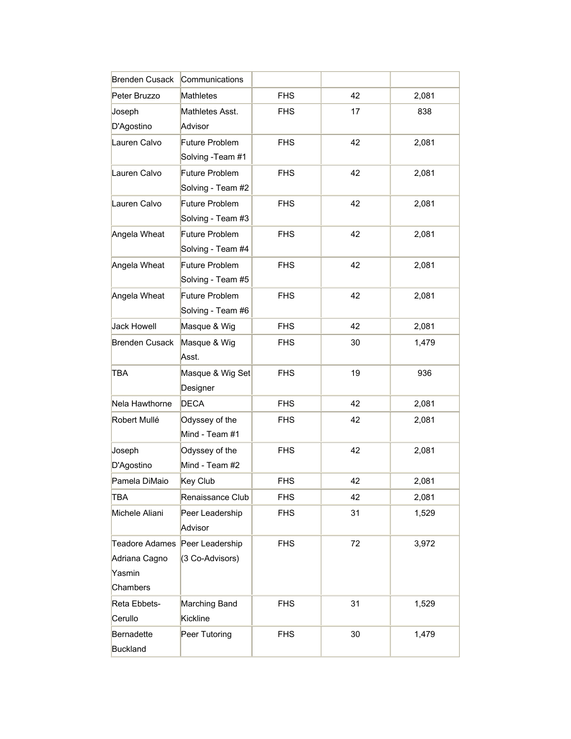| | | | | |
|---|---|---|---|---|
| Brenden Cusack | Communications | | | |
| Peter Bruzzo | Mathletes | FHS | 42 | 2,081 |
| Joseph D'Agostino | Mathletes Asst. Advisor | FHS | 17 | 838 |
| Lauren Calvo | Future Problem Solving -Team #1 | FHS | 42 | 2,081 |
| Lauren Calvo | Future Problem Solving - Team #2 | FHS | 42 | 2,081 |
| Lauren Calvo | Future Problem Solving - Team #3 | FHS | 42 | 2,081 |
| Angela Wheat | Future Problem Solving - Team #4 | FHS | 42 | 2,081 |
| Angela Wheat | Future Problem Solving - Team #5 | FHS | 42 | 2,081 |
| Angela Wheat | Future Problem Solving - Team #6 | FHS | 42 | 2,081 |
| Jack Howell | Masque & Wig | FHS | 42 | 2,081 |
| Brenden Cusack | Masque & Wig Asst. | FHS | 30 | 1,479 |
| TBA | Masque & Wig Set Designer | FHS | 19 | 936 |
| Nela Hawthorne | DECA | FHS | 42 | 2,081 |
| Robert Mullé | Odyssey of the Mind - Team #1 | FHS | 42 | 2,081 |
| Joseph D'Agostino | Odyssey of the Mind - Team #2 | FHS | 42 | 2,081 |
| Pamela DiMaio | Key Club | FHS | 42 | 2,081 |
| TBA | Renaissance Club | FHS | 42 | 2,081 |
| Michele Aliani | Peer Leadership Advisor | FHS | 31 | 1,529 |
| Teadore Adames Adriana Cagno Yasmin Chambers | Peer Leadership (3 Co-Advisors) | FHS | 72 | 3,972 |
| Reta Ebbets-Cerullo | Marching Band Kickline | FHS | 31 | 1,529 |
| Bernadette Buckland | Peer Tutoring | FHS | 30 | 1,479 |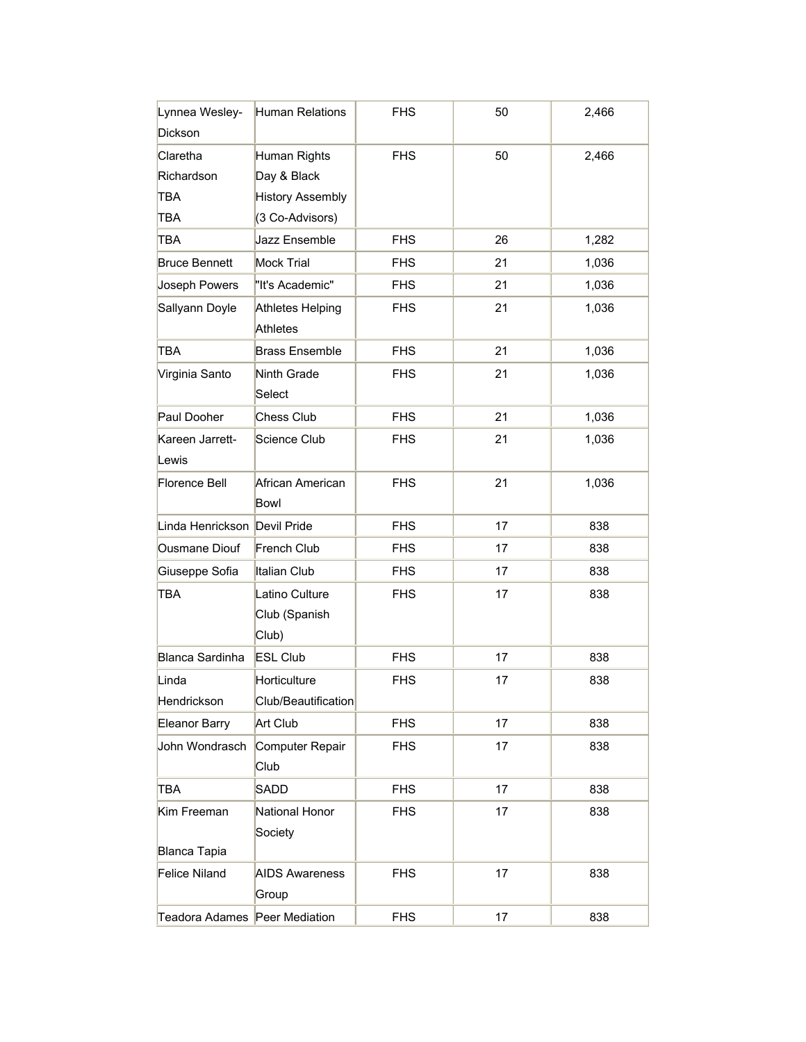| | | | | |
|---|---|---|---|---|
| Lynnea Wesley-Dickson | Human Relations | FHS | 50 | 2,466 |
| Claretha Richardson TBA TBA | Human Rights Day & Black History Assembly (3 Co-Advisors) | FHS | 50 | 2,466 |
| TBA | Jazz Ensemble | FHS | 26 | 1,282 |
| Bruce Bennett | Mock Trial | FHS | 21 | 1,036 |
| Joseph Powers | "It's Academic" | FHS | 21 | 1,036 |
| Sallyann Doyle | Athletes Helping Athletes | FHS | 21 | 1,036 |
| TBA | Brass Ensemble | FHS | 21 | 1,036 |
| Virginia Santo | Ninth Grade Select | FHS | 21 | 1,036 |
| Paul Dooher | Chess Club | FHS | 21 | 1,036 |
| Kareen Jarrett-Lewis | Science Club | FHS | 21 | 1,036 |
| Florence Bell | African American Bowl | FHS | 21 | 1,036 |
| Linda Henrickson | Devil Pride | FHS | 17 | 838 |
| Ousmane Diouf | French Club | FHS | 17 | 838 |
| Giuseppe Sofia | Italian Club | FHS | 17 | 838 |
| TBA | Latino Culture Club (Spanish Club) | FHS | 17 | 838 |
| Blanca Sardinha | ESL Club | FHS | 17 | 838 |
| Linda Hendrickson | Horticulture Club/Beautification | FHS | 17 | 838 |
| Eleanor Barry | Art Club | FHS | 17 | 838 |
| John Wondrasch | Computer Repair Club | FHS | 17 | 838 |
| TBA | SADD | FHS | 17 | 838 |
| Kim Freeman Blanca Tapia | National Honor Society | FHS | 17 | 838 |
| Felice Niland | AIDS Awareness Group | FHS | 17 | 838 |
| Teadora Adames | Peer Mediation | FHS | 17 | 838 |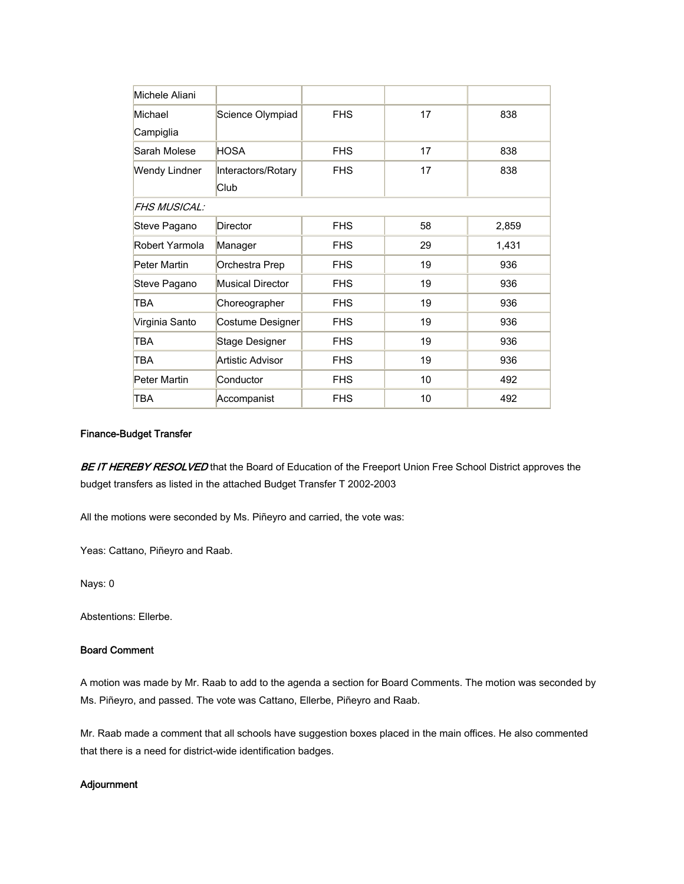| | | | | |
|---|---|---|---|---|
| Michele Aliani | | | | |
| Michael Campiglia | Science Olympiad | FHS | 17 | 838 |
| Sarah Molese | HOSA | FHS | 17 | 838 |
| Wendy Lindner | Interactors/Rotary Club | FHS | 17 | 838 |
| *FHS MUSICAL:* | | | | |
| Steve Pagano | Director | FHS | 58 | 2,859 |
| Robert Yarmola | Manager | FHS | 29 | 1,431 |
| Peter Martin | Orchestra Prep | FHS | 19 | 936 |
| Steve Pagano | Musical Director | FHS | 19 | 936 |
| TBA | Choreographer | FHS | 19 | 936 |
| Virginia Santo | Costume Designer | FHS | 19 | 936 |
| TBA | Stage Designer | FHS | 19 | 936 |
| TBA | Artistic Advisor | FHS | 19 | 936 |
| Peter Martin | Conductor | FHS | 10 | 492 |
| TBA | Accompanist | FHS | 10 | 492 |

**Finance-Budget Transfer**

***BE IT HEREBY RESOLVED*** that the Board of Education of the Freeport Union Free School District approves the budget transfers as listed in the attached Budget Transfer T 2002-2003

All the motions were seconded by Ms. Piñeyro and carried, the vote was:

Yeas: Cattano, Piñeyro and Raab.

Nays: 0

Abstentions: Ellerbe.

**Board Comment**

A motion was made by Mr. Raab to add to the agenda a section for Board Comments. The motion was seconded by Ms. Piñeyro, and passed. The vote was Cattano, Ellerbe, Piñeyro and Raab.

Mr. Raab made a comment that all schools have suggestion boxes placed in the main offices. He also commented that there is a need for district-wide identification badges.

**Adjournment**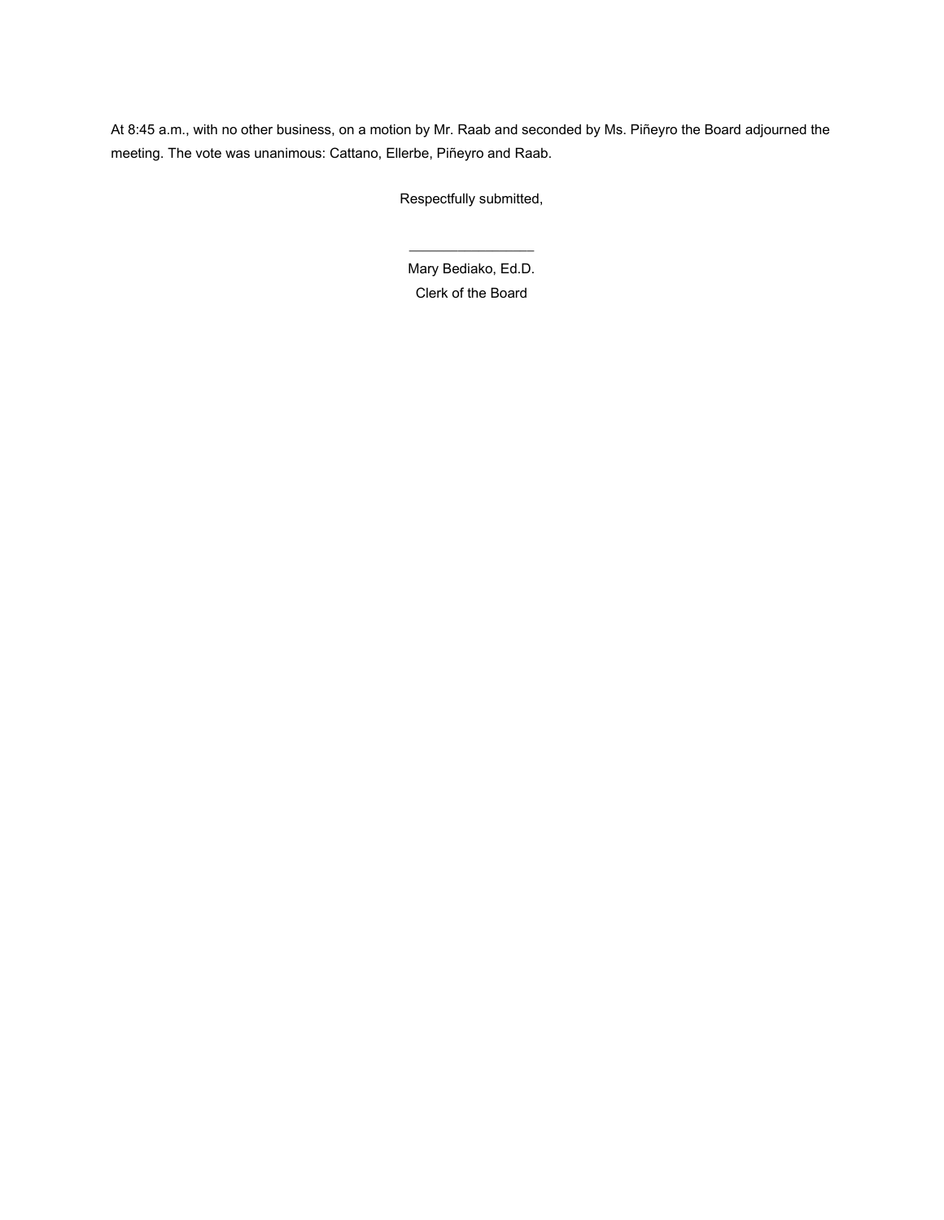At 8:45 a.m., with no other business, on a motion by Mr. Raab and seconded by Ms. Piñeyro the Board adjourned the meeting. The vote was unanimous: Cattano, Ellerbe, Piñeyro and Raab.

Respectfully submitted,

\_\_\_\_\_\_\_\_\_\_\_\_\_\_\_\_\_

Mary Bediako, Ed.D.
Clerk of the Board